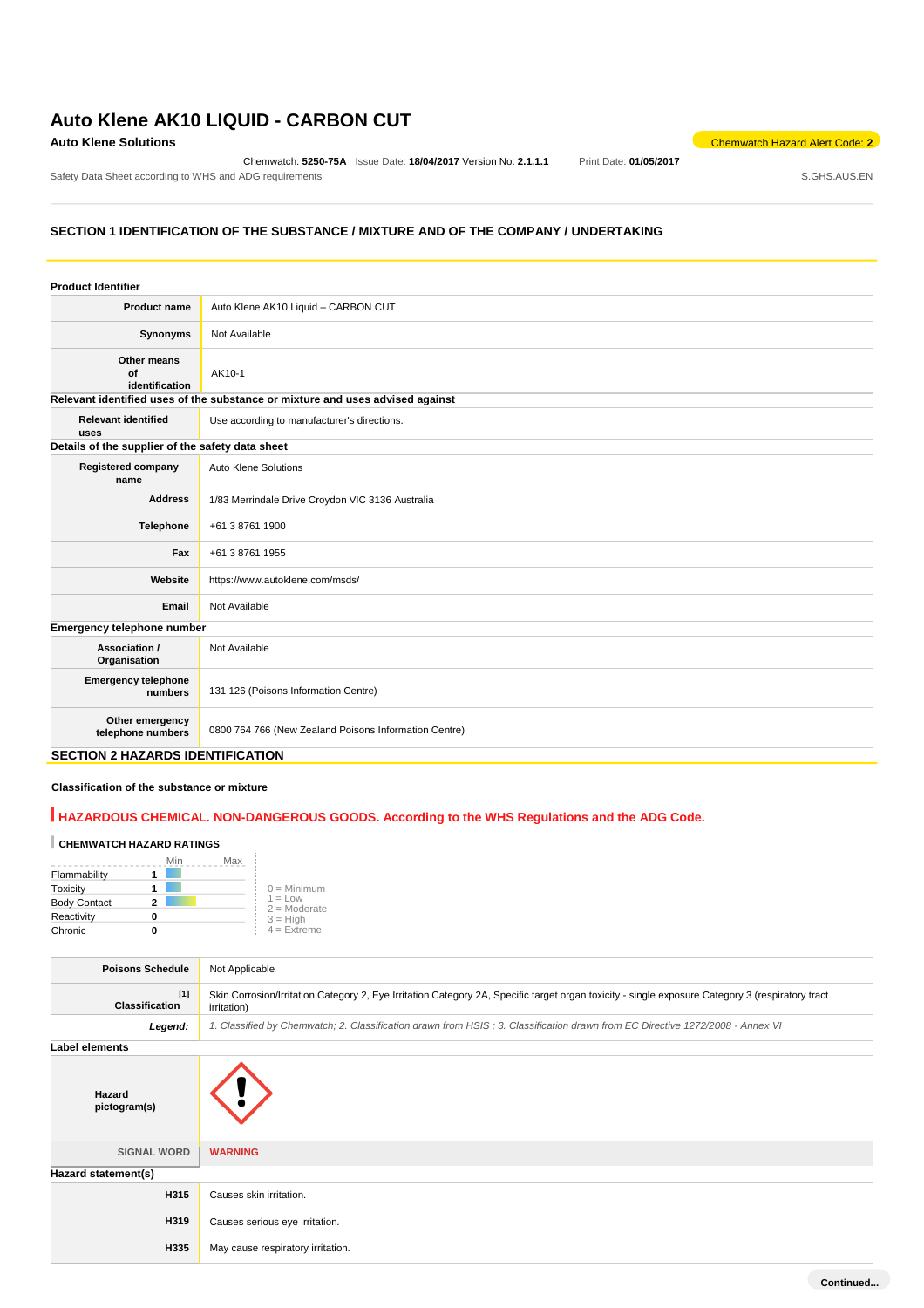# Auto Klene AK10 LIQUID - CARBON CUT

**Auto Klene Solutions**

Chemwatch Hazard Alert Code: **2**

Chemwatch: **5250-75A** Issue Date: **18/04/2017** Version No: **2.1.1.1** Print Date: **01/05/2017**

Safety Data Sheet according to WHS and ADG requirements S.GHS.AUS.EN

## SECTION 1 IDENTIFICATION OF THE SUBSTANCE / MIXTURE AND OF THE COMPANY / UNDERTAKING

### Product Identifier

| | |
|---|---|
| **Product name** | Auto Klene AK10 Liquid – CARBON CUT |
| **Synonyms** | Not Available |
| **Other means of identification** | AK10-1 |

### Relevant identified uses of the substance or mixture and uses advised against

| | |
|---|---|
| **Relevant identified uses** | Use according to manufacturer's directions. |

### Details of the supplier of the safety data sheet

| | |
|---|---|
| **Registered company name** | Auto Klene Solutions |
| **Address** | 1/83 Merrindale Drive Croydon VIC 3136 Australia |
| **Telephone** | +61 3 8761 1900 |
| **Fax** | +61 3 8761 1955 |
| **Website** | https://www.autoklene.com/msds/ |
| **Email** | Not Available |

### Emergency telephone number

| | |
|---|---|
| **Association / Organisation** | Not Available |
| **Emergency telephone numbers** | 131 126 (Poisons Information Centre) |
| **Other emergency telephone numbers** | 0800 764 766 (New Zealand Poisons Information Centre) |

## SECTION 2 HAZARDS IDENTIFICATION

### Classification of the substance or mixture

**HAZARDOUS CHEMICAL. NON-DANGEROUS GOODS. According to the WHS Regulations and the ADG Code.**

**CHEMWATCH HAZARD RATINGS**

| | Rating |
|---|---|
| Flammability | 1 |
| Toxicity | 1 |
| Body Contact | 2 |
| Reactivity | 0 |
| Chronic | 0 |

0 = Minimum
1 = Low
2 = Moderate
3 = High
4 = Extreme

| | |
|---|---|
| **Poisons Schedule** | Not Applicable |
| **Classification** [1] | Skin Corrosion/Irritation Category 2, Eye Irritation Category 2A, Specific target organ toxicity - single exposure Category 3 (respiratory tract irritation) |
| ***Legend:*** | *1. Classified by Chemwatch; 2. Classification drawn from HSIS ; 3. Classification drawn from EC Directive 1272/2008 - Annex VI* |

### Label elements

| | |
|---|---|
| **Hazard pictogram(s)** | (exclamation mark pictogram) |
| **SIGNAL WORD** | **WARNING** |

### Hazard statement(s)

| | |
|---|---|
| **H315** | Causes skin irritation. |
| **H319** | Causes serious eye irritation. |
| **H335** | May cause respiratory irritation. |

Continued...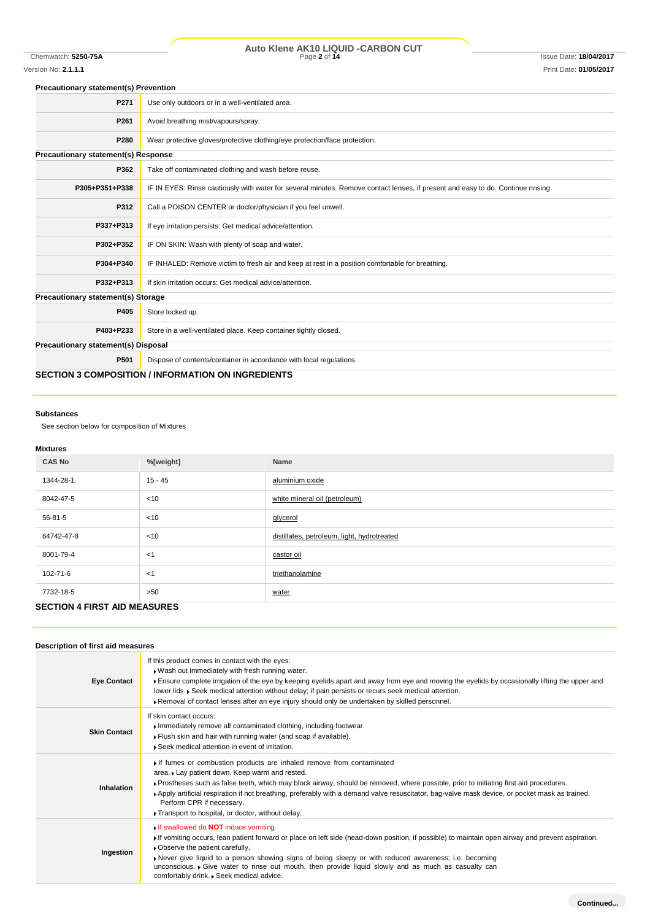### Precautionary statement(s) Prevention

| | |
|---|---|
| **P271** | Use only outdoors or in a well-ventilated area. |
| **P261** | Avoid breathing mist/vapours/spray. |
| **P280** | Wear protective gloves/protective clothing/eye protection/face protection. |

### Precautionary statement(s) Response

| | |
|---|---|
| **P362** | Take off contaminated clothing and wash before reuse. |
| **P305+P351+P338** | IF IN EYES: Rinse cautiously with water for several minutes. Remove contact lenses, if present and easy to do. Continue rinsing. |
| **P312** | Call a POISON CENTER or doctor/physician if you feel unwell. |
| **P337+P313** | If eye irritation persists: Get medical advice/attention. |
| **P302+P352** | IF ON SKIN: Wash with plenty of soap and water. |
| **P304+P340** | IF INHALED: Remove victim to fresh air and keep at rest in a position comfortable for breathing. |
| **P332+P313** | If skin irritation occurs: Get medical advice/attention. |

### Precautionary statement(s) Storage

| | |
|---|---|
| **P405** | Store locked up. |
| **P403+P233** | Store in a well-ventilated place. Keep container tightly closed. |

### Precautionary statement(s) Disposal

| | |
|---|---|
| **P501** | Dispose of contents/container in accordance with local regulations. |

## SECTION 3 COMPOSITION / INFORMATION ON INGREDIENTS

### Substances

See section below for composition of Mixtures

### Mixtures

| CAS No | %[weight] | Name |
|---|---|---|
| 1344-28-1. | 15 - 45 | aluminium oxide |
| 8042-47-5 | <10 | white mineral oil (petroleum) |
| 56-81-5 | <10 | glycerol |
| 64742-47-8 | <10 | distillates, petroleum, light, hydrotreated |
| 8001-79-4 | <1 | castor oil |
| 102-71-6 | <1 | triethanolamine |
| 7732-18-5 | >50 | water |

## SECTION 4 FIRST AID MEASURES

### Description of first aid measures

| | |
|---|---|
| **Eye Contact** | If this product comes in contact with the eyes:<br>▸ Wash out immediately with fresh running water.<br>▸ Ensure complete irrigation of the eye by keeping eyelids apart and away from eye and moving the eyelids by occasionally lifting the upper and lower lids. ▸ Seek medical attention without delay; if pain persists or recurs seek medical attention.<br>▸ Removal of contact lenses after an eye injury should only be undertaken by skilled personnel. |
| **Skin Contact** | If skin contact occurs:<br>▸ Immediately remove all contaminated clothing, including footwear.<br>▸ Flush skin and hair with running water (and soap if available).<br>▸ Seek medical attention in event of irritation. |
| **Inhalation** | ▸ If fumes or combustion products are inhaled remove from contaminated area. ▸ Lay patient down. Keep warm and rested.<br>▸ Prostheses such as false teeth, which may block airway, should be removed, where possible, prior to initiating first aid procedures.<br>▸ Apply artificial respiration if not breathing, preferably with a demand valve resuscitator, bag-valve mask device, or pocket mask as trained. Perform CPR if necessary.<br>▸ Transport to hospital, or doctor, without delay. |
| **Ingestion** | ▸ If swallowed do **NOT** induce vomiting.<br>▸ If vomiting occurs, lean patient forward or place on left side (head-down position, if possible) to maintain open airway and prevent aspiration.<br>▸ Observe the patient carefully.<br>▸ Never give liquid to a person showing signs of being sleepy or with reduced awareness; i.e. becoming unconscious. ▸ Give water to rinse out mouth, then provide liquid slowly and as much as casualty can comfortably drink. ▸ Seek medical advice. |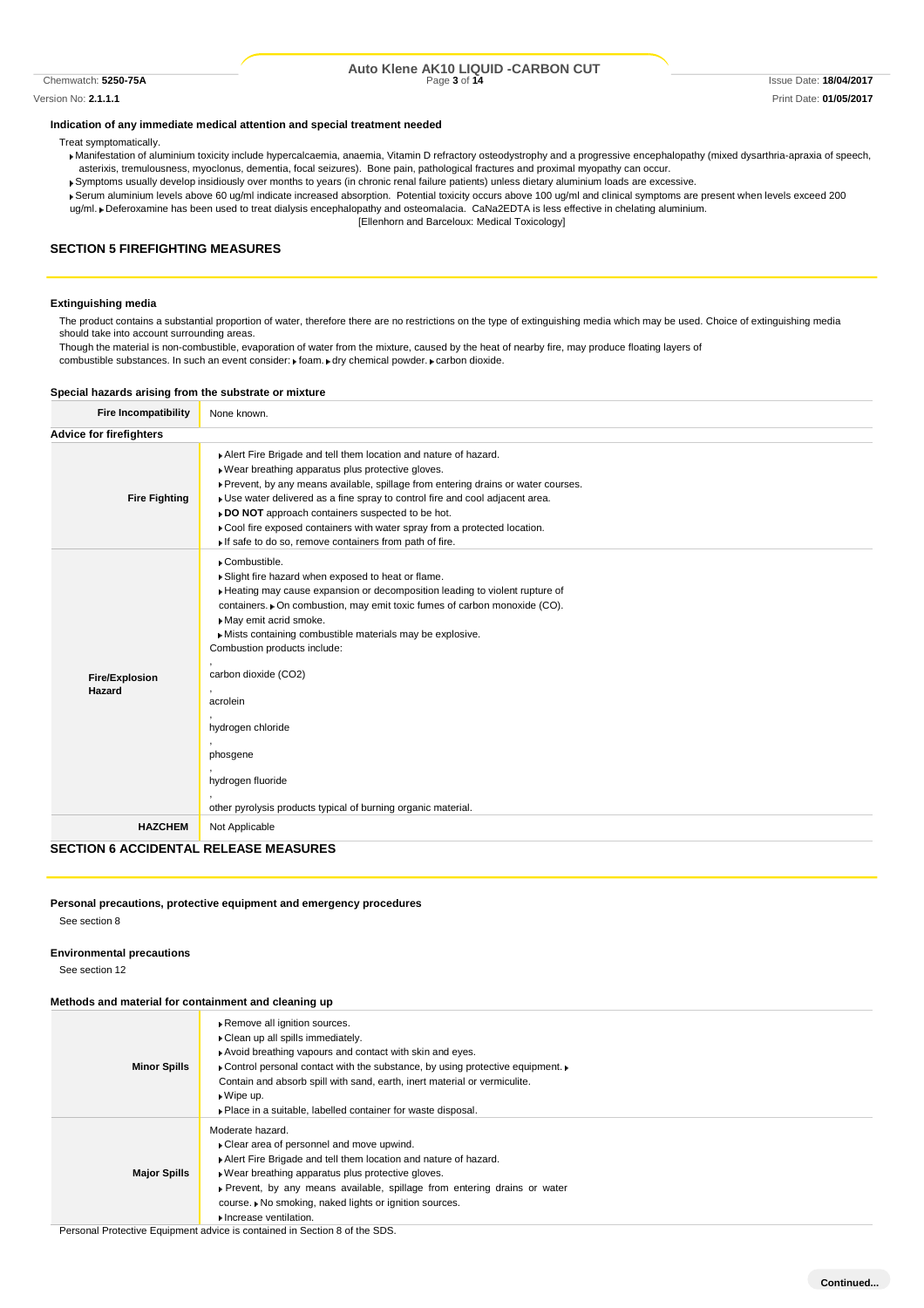### Indication of any immediate medical attention and special treatment needed

Treat symptomatically.

- Manifestation of aluminium toxicity include hypercalcaemia, anaemia, Vitamin D refractory osteodystrophy and a progressive encephalopathy (mixed dysarthria-apraxia of speech, asterixis, tremulousness, myoclonus, dementia, focal seizures). Bone pain, pathological fractures and proximal myopathy can occur.
- Symptoms usually develop insidiously over months to years (in chronic renal failure patients) unless dietary aluminium loads are excessive.
- Serum aluminium levels above 60 ug/ml indicate increased absorption. Potential toxicity occurs above 100 ug/ml and clinical symptoms are present when levels exceed 200 ug/ml.
- Deferoxamine has been used to treat dialysis encephalopathy and osteomalacia. CaNa2EDTA is less effective in chelating aluminium.

[Ellenhorn and Barceloux: Medical Toxicology]

## SECTION 5 FIREFIGHTING MEASURES

### Extinguishing media

The product contains a substantial proportion of water, therefore there are no restrictions on the type of extinguishing media which may be used. Choice of extinguishing media should take into account surrounding areas.

Though the material is non-combustible, evaporation of water from the mixture, caused by the heat of nearby fire, may produce floating layers of combustible substances. In such an event consider: foam. dry chemical powder. carbon dioxide.

### Special hazards arising from the substrate or mixture

| Fire Incompatibility | None known. |
|---|---|

### Advice for firefighters

| | |
|---|---|
| **Fire Fighting** | Alert Fire Brigade and tell them location and nature of hazard.<br>Wear breathing apparatus plus protective gloves.<br>Prevent, by any means available, spillage from entering drains or water courses.<br>Use water delivered as a fine spray to control fire and cool adjacent area.<br>**DO NOT** approach containers suspected to be hot.<br>Cool fire exposed containers with water spray from a protected location.<br>If safe to do so, remove containers from path of fire. |
| **Fire/Explosion Hazard** | Combustible.<br>Slight fire hazard when exposed to heat or flame.<br>Heating may cause expansion or decomposition leading to violent rupture of containers. On combustion, may emit toxic fumes of carbon monoxide (CO).<br>May emit acrid smoke.<br>Mists containing combustible materials may be explosive.<br>Combustion products include:<br>,<br>carbon dioxide ($CO_2$)<br>,<br>acrolein<br>,<br>hydrogen chloride<br>,<br>phosgene<br>,<br>hydrogen fluoride<br>,<br>other pyrolysis products typical of burning organic material. |
| **HAZCHEM** | Not Applicable |

## SECTION 6 ACCIDENTAL RELEASE MEASURES

### Personal precautions, protective equipment and emergency procedures

See section 8

### Environmental precautions

See section 12

### Methods and material for containment and cleaning up

| | |
|---|---|
| **Minor Spills** | Remove all ignition sources.<br>Clean up all spills immediately.<br>Avoid breathing vapours and contact with skin and eyes.<br>Control personal contact with the substance, by using protective equipment.<br>Contain and absorb spill with sand, earth, inert material or vermiculite.<br>Wipe up.<br>Place in a suitable, labelled container for waste disposal. |
| **Major Spills** | Moderate hazard.<br>Clear area of personnel and move upwind.<br>Alert Fire Brigade and tell them location and nature of hazard.<br>Wear breathing apparatus plus protective gloves.<br>Prevent, by any means available, spillage from entering drains or water course. No smoking, naked lights or ignition sources.<br>Increase ventilation. |

Personal Protective Equipment advice is contained in Section 8 of the SDS.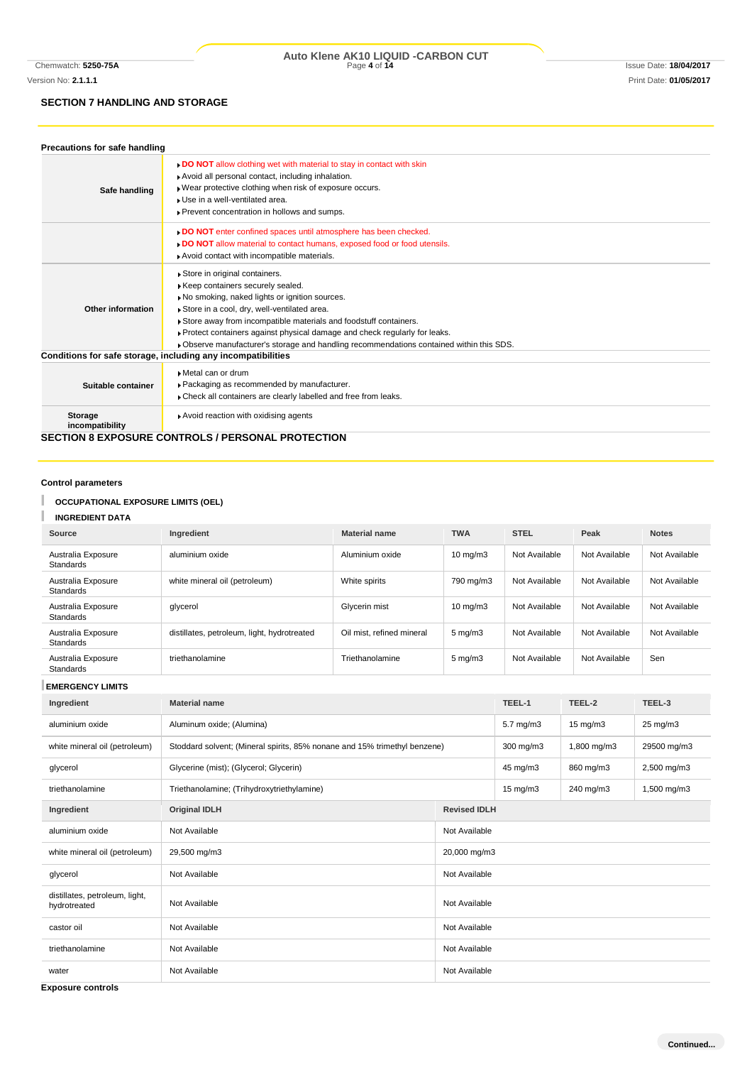## SECTION 7 HANDLING AND STORAGE

### Precautions for safe handling

| | |
|---|---|
| **Safe handling** | - **DO NOT** allow clothing wet with material to stay in contact with skin<br>- Avoid all personal contact, including inhalation.<br>- Wear protective clothing when risk of exposure occurs.<br>- Use in a well-ventilated area.<br>- Prevent concentration in hollows and sumps. |
| | - **DO NOT** enter confined spaces until atmosphere has been checked.<br>- **DO NOT** allow material to contact humans, exposed food or food utensils.<br>- Avoid contact with incompatible materials. |
| **Other information** | - Store in original containers.<br>- Keep containers securely sealed.<br>- No smoking, naked lights or ignition sources.<br>- Store in a cool, dry, well-ventilated area.<br>- Store away from incompatible materials and foodstuff containers.<br>- Protect containers against physical damage and check regularly for leaks.<br>- Observe manufacturer's storage and handling recommendations contained within this SDS. |

### Conditions for safe storage, including any incompatibilities

| | |
|---|---|
| **Suitable container** | - Metal can or drum<br>- Packaging as recommended by manufacturer.<br>- Check all containers are clearly labelled and free from leaks. |
| **Storage incompatibility** | - Avoid reaction with oxidising agents |

## SECTION 8 EXPOSURE CONTROLS / PERSONAL PROTECTION

### Control parameters

**OCCUPATIONAL EXPOSURE LIMITS (OEL)**

**INGREDIENT DATA**

| Source | Ingredient | Material name | TWA | STEL | Peak | Notes |
|---|---|---|---|---|---|---|
| Australia Exposure Standards | aluminium oxide | Aluminium oxide | 10 mg/m3 | Not Available | Not Available | Not Available |
| Australia Exposure Standards | white mineral oil (petroleum) | White spirits | 790 mg/m3 | Not Available | Not Available | Not Available |
| Australia Exposure Standards | glycerol | Glycerin mist | 10 mg/m3 | Not Available | Not Available | Not Available |
| Australia Exposure Standards | distillates, petroleum, light, hydrotreated | Oil mist, refined mineral | 5 mg/m3 | Not Available | Not Available | Not Available |
| Australia Exposure Standards | triethanolamine | Triethanolamine | 5 mg/m3 | Not Available | Not Available | Sen |

**EMERGENCY LIMITS**

| Ingredient | Material name | TEEL-1 | TEEL-2 | TEEL-3 |
|---|---|---|---|---|
| aluminium oxide | Aluminum oxide; (Alumina) | 5.7 mg/m3 | 15 mg/m3 | 25 mg/m3 |
| white mineral oil (petroleum) | Stoddard solvent; (Mineral spirits, 85% nonane and 15% trimethyl benzene) | 300 mg/m3 | 1,800 mg/m3 | 29500 mg/m3 |
| glycerol | Glycerine (mist); (Glycerol; Glycerin) | 45 mg/m3 | 860 mg/m3 | 2,500 mg/m3 |
| triethanolamine | Triethanolamine; (Trihydroxytriethylamine) | 15 mg/m3 | 240 mg/m3 | 1,500 mg/m3 |

| Ingredient | Original IDLH | Revised IDLH |
|---|---|---|
| aluminium oxide | Not Available | Not Available |
| white mineral oil (petroleum) | 29,500 mg/m3 | 20,000 mg/m3 |
| glycerol | Not Available | Not Available |
| distillates, petroleum, light, hydrotreated | Not Available | Not Available |
| castor oil | Not Available | Not Available |
| triethanolamine | Not Available | Not Available |
| water | Not Available | Not Available |

### Exposure controls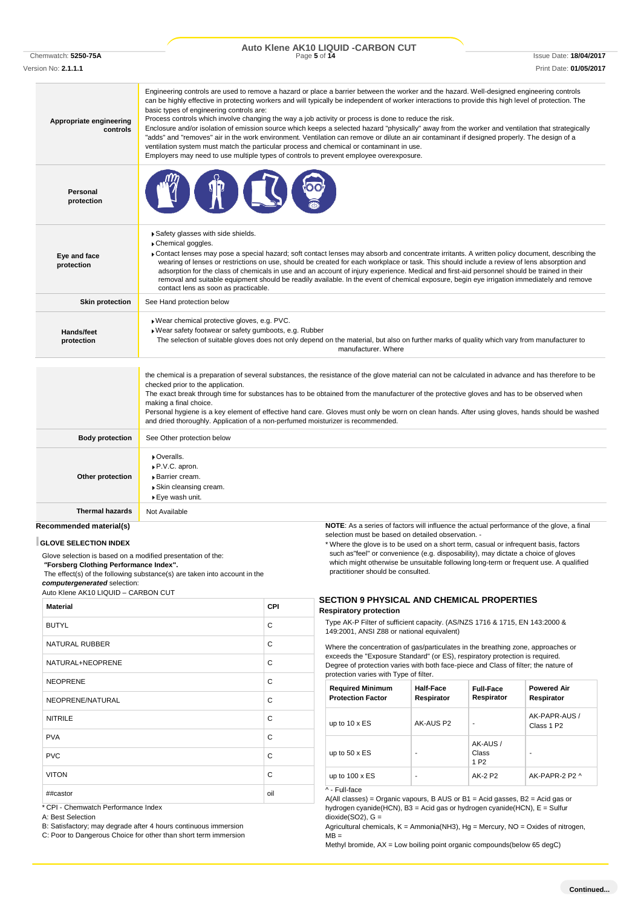| | |
|---|---|
| **Appropriate engineering controls** | Engineering controls are used to remove a hazard or place a barrier between the worker and the hazard. Well-designed engineering controls can be highly effective in protecting workers and will typically be independent of worker interactions to provide this high level of protection. The basic types of engineering controls are:<br>Process controls which involve changing the way a job activity or process is done to reduce the risk.<br>Enclosure and/or isolation of emission source which keeps a selected hazard "physically" away from the worker and ventilation that strategically "adds" and "removes" air in the work environment. Ventilation can remove or dilute an air contaminant if designed properly. The design of a ventilation system must match the particular process and chemical or contaminant in use.<br>Employers may need to use multiple types of controls to prevent employee overexposure. |
| **Personal protection** | |
| **Eye and face protection** | ▶ Safety glasses with side shields.<br>▶ Chemical goggles.<br>▶ Contact lenses may pose a special hazard; soft contact lenses may absorb and concentrate irritants. A written policy document, describing the wearing of lenses or restrictions on use, should be created for each workplace or task. This should include a review of lens absorption and adsorption for the class of chemicals in use and an account of injury experience. Medical and first-aid personnel should be trained in their removal and suitable equipment should be readily available. In the event of chemical exposure, begin eye irrigation immediately and remove contact lens as soon as practicable. |
| **Skin protection** | See Hand protection below |
| **Hands/feet protection** | ▶ Wear chemical protective gloves, e.g. PVC.<br>▶ Wear safety footwear or safety gumboots, e.g. Rubber<br>The selection of suitable gloves does not only depend on the material, but also on further marks of quality which vary from manufacturer to manufacturer. Where the chemical is a preparation of several substances, the resistance of the glove material can not be calculated in advance and has therefore to be checked prior to the application.<br>The exact break through time for substances has to be obtained from the manufacturer of the protective gloves and has to be observed when making a final choice.<br>Personal hygiene is a key element of effective hand care. Gloves must only be worn on clean hands. After using gloves, hands should be washed and dried thoroughly. Application of a non-perfumed moisturizer is recommended. |
| **Body protection** | See Other protection below |
| **Other protection** | ▶ Overalls.<br>▶ P.V.C. apron.<br>▶ Barrier cream.<br>▶ Skin cleansing cream.<br>▶ Eye wash unit. |
| **Thermal hazards** | Not Available |

**Recommended material(s)**

**GLOVE SELECTION INDEX**

Glove selection is based on a modified presentation of the:
***"Forsberg Clothing Performance Index".***
The effect(s) of the following substance(s) are taken into account in the ***computergenerated*** selection:
Auto Klene AK10 LIQUID – CARBON CUT

| Material | CPI |
|---|---|
| BUTYL | C |
| NATURAL RUBBER | C |
| NATURAL+NEOPRENE | C |
| NEOPRENE | C |
| NEOPRENE/NATURAL | C |
| NITRILE | C |
| PVA | C |
| PVC | C |
| VITON | C |
| ##castor | oil |

\* CPI - Chemwatch Performance Index

A: Best Selection

B: Satisfactory; may degrade after 4 hours continuous immersion

C: Poor to Dangerous Choice for other than short term immersion

**NOTE**: As a series of factors will influence the actual performance of the glove, a final selection must be based on detailed observation. -

\* Where the glove is to be used on a short term, casual or infrequent basis, factors such as"feel" or convenience (e.g. disposability), may dictate a choice of gloves which might otherwise be unsuitable following long-term or frequent use. A qualified practitioner should be consulted.

## SECTION 9 PHYSICAL AND CHEMICAL PROPERTIES

**Respiratory protection**

Type AK-P Filter of sufficient capacity. (AS/NZS 1716 & 1715, EN 143:2000 & 149:2001, ANSI Z88 or national equivalent)

Where the concentration of gas/particulates in the breathing zone, approaches or exceeds the "Exposure Standard" (or ES), respiratory protection is required. Degree of protection varies with both face-piece and Class of filter; the nature of protection varies with Type of filter.

| Required Minimum Protection Factor | Half-Face Respirator | Full-Face Respirator | Powered Air Respirator |
|---|---|---|---|
| up to 10 x ES | AK-AUS P2 | - | AK-PAPR-AUS / Class 1 P2 |
| up to 50 x ES | - | AK-AUS / Class 1 P2 | - |
| up to 100 x ES | - | AK-2 P2 | AK-PAPR-2 P2 ^ |

^ - Full-face

A(All classes) = Organic vapours, B AUS or B1 = Acid gasses, B2 = Acid gas or hydrogen cyanide(HCN), B3 = Acid gas or hydrogen cyanide(HCN), E = Sulfur dioxide(SO2), G =
Agricultural chemicals, K = Ammonia(NH3), Hg = Mercury, NO = Oxides of nitrogen, MB =
Methyl bromide, AX = Low boiling point organic compounds(below 65 degC)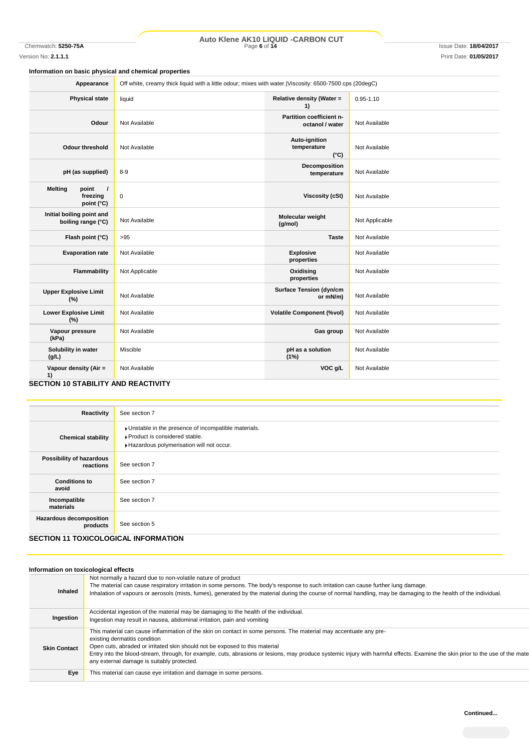### Information on basic physical and chemical properties

| | | | |
|---|---|---|---|
| **Appearance** | Off white, creamy thick liquid with a little odour; mixes with water.\|Viscosity: 6500-7500 cps (20degC) | | |
| **Physical state** | liquid | **Relative density (Water = 1)** | 0.95-1.10 |
| **Odour** | Not Available | **Partition coefficient n-octanol / water** | Not Available |
| **Odour threshold** | Not Available | **Auto-ignition temperature (°C)** | Not Available |
| **pH (as supplied)** | 8-9 | **Decomposition temperature** | Not Available |
| **Melting point / freezing point (°C)** | 0 | **Viscosity (cSt)** | Not Available |
| **Initial boiling point and boiling range (°C)** | Not Available | **Molecular weight (g/mol)** | Not Applicable |
| **Flash point (°C)** | >95 | **Taste** | Not Available |
| **Evaporation rate** | Not Available | **Explosive properties** | Not Available |
| **Flammability** | Not Applicable | **Oxidising properties** | Not Available |
| **Upper Explosive Limit (%)** | Not Available | **Surface Tension (dyn/cm or mN/m)** | Not Available |
| **Lower Explosive Limit (%)** | Not Available | **Volatile Component (%vol)** | Not Available |
| **Vapour pressure (kPa)** | Not Available | **Gas group** | Not Available |
| **Solubility in water (g/L)** | Miscible | **pH as a solution (1%)** | Not Available |
| **Vapour density (Air = 1)** | Not Available | **VOC g/L** | Not Available |

## SECTION 10 STABILITY AND REACTIVITY

| | |
|---|---|
| **Reactivity** | See section 7 |
| **Chemical stability** | ▸Unstable in the presence of incompatible materials.<br>▸Product is considered stable.<br>▸Hazardous polymerisation will not occur. |
| **Possibility of hazardous reactions** | See section 7 |
| **Conditions to avoid** | See section 7 |
| **Incompatible materials** | See section 7 |
| **Hazardous decomposition products** | See section 5 |

## SECTION 11 TOXICOLOGICAL INFORMATION

### Information on toxicological effects

| | |
|---|---|
| **Inhaled** | Not normally a hazard due to non-volatile nature of product<br>The material can cause respiratory irritation in some persons. The body's response to such irritation can cause further lung damage.<br>Inhalation of vapours or aerosols (mists, fumes), generated by the material during the course of normal handling, may be damaging to the health of the individual. |
| **Ingestion** | Accidental ingestion of the material may be damaging to the health of the individual.<br>Ingestion may result in nausea, abdominal irritation, pain and vomiting |
| **Skin Contact** | This material can cause inflammation of the skin on contact in some persons. The material may accentuate any pre-existing dermatitis condition<br>Open cuts, abraded or irritated skin should not be exposed to this material<br>Entry into the blood-stream, through, for example, cuts, abrasions or lesions, may produce systemic injury with harmful effects. Examine the skin prior to the use of the mate any external damage is suitably protected. |
| **Eye** | This material can cause eye irritation and damage in some persons. |

**Continued...**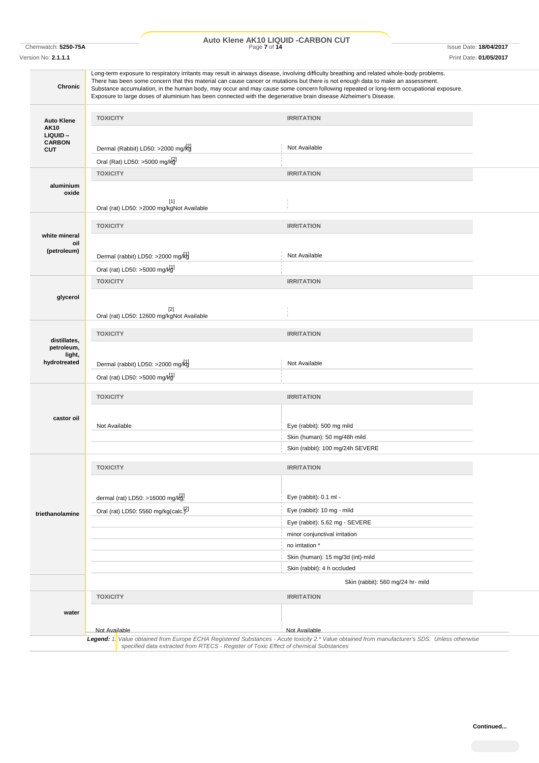| | | |
|---|---|---|
| **Chronic** | Long-term exposure to respiratory irritants may result in airways disease, involving difficulty breathing and related whole-body problems.<br>There has been some concern that this material can cause cancer or mutations but there is not enough data to make an assessment.<br>Substance accumulation, in the human body, may occur and may cause some concern following repeated or long-term occupational exposure.<br>Exposure to large doses of aluminium has been connected with the degenerative brain disease Alzheimer's Disease. | |
| **Auto Klene AK10 LIQUID – CARBON CUT** | **TOXICITY** | **IRRITATION** |
| | Dermal (Rabbit) LD50: >2000 mg/kg[2] | Not Available |
| | Oral (Rat) LD50: >5000 mg/kg[2] | |
| **aluminium oxide** | **TOXICITY** | **IRRITATION** |
| | Oral (rat) LD50: >2000 mg/kg[1] | Not Available |
| **white mineral oil (petroleum)** | **TOXICITY** | **IRRITATION** |
| | Dermal (rabbit) LD50: >2000 mg/kg[1] | Not Available |
| | Oral (rat) LD50: >5000 mg/kg[1] | |
| **glycerol** | **TOXICITY** | **IRRITATION** |
| | Oral (rat) LD50: 12600 mg/kg[2] | Not Available |
| **distillates, petroleum, light, hydrotreated** | **TOXICITY** | **IRRITATION** |
| | Dermal (rabbit) LD50: >2000 mg/kg[1] | Not Available |
| | Oral (rat) LD50: >5000 mg/kg[1] | |
| **castor oil** | **TOXICITY** | **IRRITATION** |
| | Not Available | Eye (rabbit): 500 mg mild |
| | | Skin (human): 50 mg/48h mild |
| | | Skin (rabbit): 100 mg/24h SEVERE |
| **triethanolamine** | **TOXICITY** | **IRRITATION** |
| | dermal (rat) LD50: >16000 mg/kg[2] | Eye (rabbit): 0.1 ml - |
| | Oral (rat) LD50: 5560 mg/kg(calc.)[2] | Eye (rabbit): 10 mg - mild |
| | | Eye (rabbit): 5.62 mg - SEVERE |
| | | minor conjunctival irritation |
| | | no irritation * |
| | | Skin (human): 15 mg/3d (int)-mild |
| | | Skin (rabbit): 4 h occluded |
| | | Skin (rabbit): 560 mg/24 hr- mild |
| **water** | **TOXICITY** | **IRRITATION** |
| | Not Available | Not Available |

***Legend:*** *1. Value obtained from Europe ECHA Registered Substances - Acute toxicity 2.* Value obtained from manufacturer's SDS. Unless otherwise specified data extracted from RTECS - Register of Toxic Effect of chemical Substances*

**Continued...**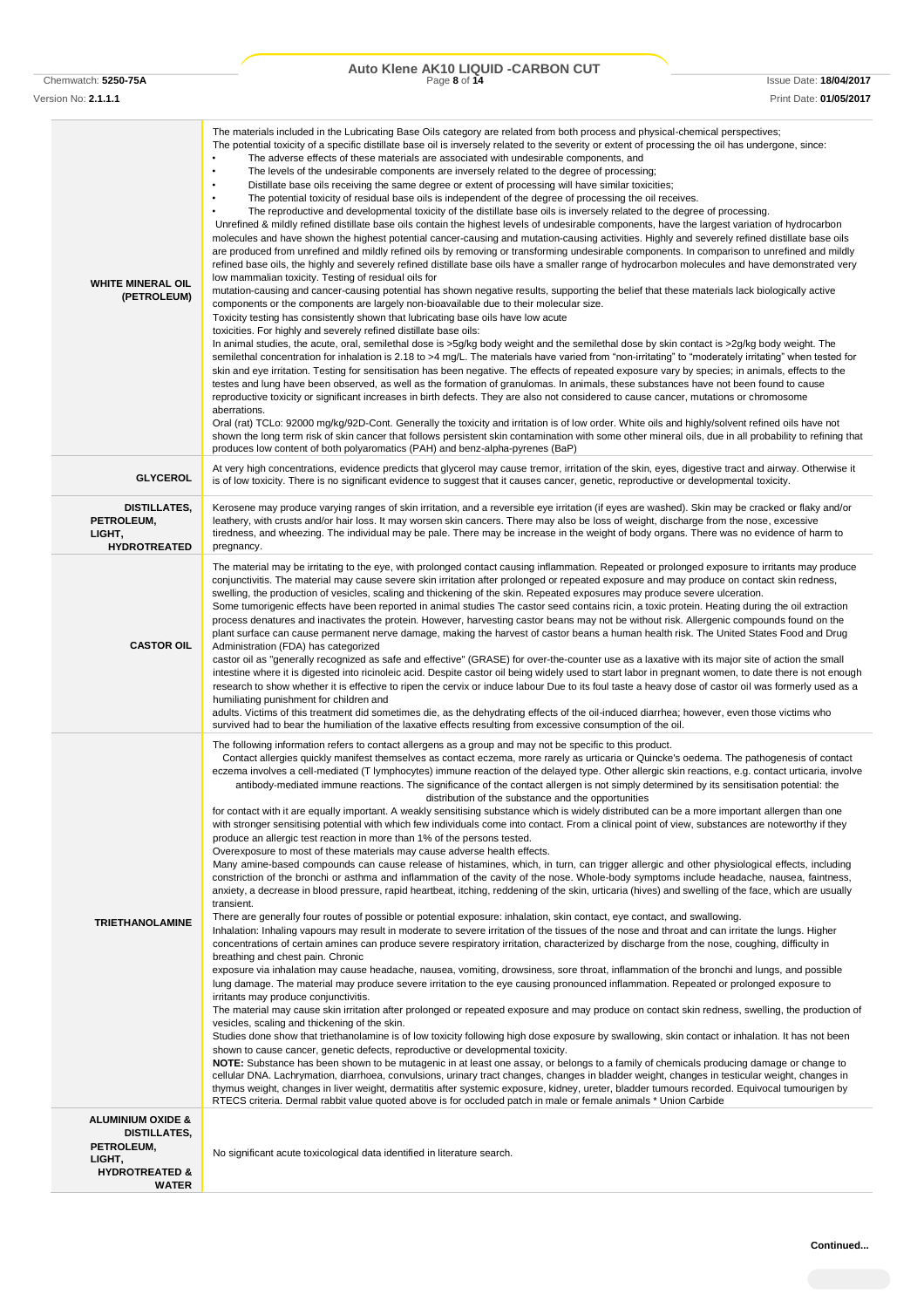| | |
|---|---|
| **WHITE MINERAL OIL (PETROLEUM)** | The materials included in the Lubricating Base Oils category are related from both process and physical-chemical perspectives;<br>The potential toxicity of a specific distillate base oil is inversely related to the severity or extent of processing the oil has undergone, since:<br>• The adverse effects of these materials are associated with undesirable components, and<br>• The levels of the undesirable components are inversely related to the degree of processing;<br>• Distillate base oils receiving the same degree or extent of processing will have similar toxicities;<br>• The potential toxicity of residual base oils is independent of the degree of processing the oil receives.<br>• The reproductive and developmental toxicity of the distillate base oils is inversely related to the degree of processing.<br>Unrefined & mildly refined distillate base oils contain the highest levels of undesirable components, have the largest variation of hydrocarbon molecules and have shown the highest potential cancer-causing and mutation-causing activities. Highly and severely refined distillate base oils are produced from unrefined and mildly refined oils by removing or transforming undesirable components. In comparison to unrefined and mildly refined base oils, the highly and severely refined distillate base oils have a smaller range of hydrocarbon molecules and have demonstrated very low mammalian toxicity. Testing of residual oils for<br>mutation-causing and cancer-causing potential has shown negative results, supporting the belief that these materials lack biologically active components or the components are largely non-bioavailable due to their molecular size.<br>Toxicity testing has consistently shown that lubricating base oils have low acute<br>toxicities. For highly and severely refined distillate base oils:<br>In animal studies, the acute, oral, semilethal dose is >5g/kg body weight and the semilethal dose by skin contact is >2g/kg body weight. The semilethal concentration for inhalation is 2.18 to >4 mg/L. The materials have varied from "non-irritating" to "moderately irritating" when tested for skin and eye irritation. Testing for sensitisation has been negative. The effects of repeated exposure vary by species; in animals, effects to the testes and lung have been observed, as well as the formation of granulomas. In animals, these substances have not been found to cause reproductive toxicity or significant increases in birth defects. They are also not considered to cause cancer, mutations or chromosome aberrations.<br>Oral (rat) TCLo: 92000 mg/kg/92D-Cont. Generally the toxicity and irritation is of low order. White oils and highly/solvent refined oils have not shown the long term risk of skin cancer that follows persistent skin contamination with some other mineral oils, due in all probability to refining that produces low content of both polyaromatics (PAH) and benz-alpha-pyrenes (BaP) |
| **GLYCEROL** | At very high concentrations, evidence predicts that glycerol may cause tremor, irritation of the skin, eyes, digestive tract and airway. Otherwise it is of low toxicity. There is no significant evidence to suggest that it causes cancer, genetic, reproductive or developmental toxicity. |
| **DISTILLATES, PETROLEUM, LIGHT, HYDROTREATED** | Kerosene may produce varying ranges of skin irritation, and a reversible eye irritation (if eyes are washed). Skin may be cracked or flaky and/or leathery, with crusts and/or hair loss. It may worsen skin cancers. There may also be loss of weight, discharge from the nose, excessive tiredness, and wheezing. The individual may be pale. There may be increase in the weight of body organs. There was no evidence of harm to pregnancy. |
| **CASTOR OIL** | The material may be irritating to the eye, with prolonged contact causing inflammation. Repeated or prolonged exposure to irritants may produce conjunctivitis. The material may cause severe skin irritation after prolonged or repeated exposure and may produce on contact skin redness, swelling, the production of vesicles, scaling and thickening of the skin. Repeated exposures may produce severe ulceration.<br>Some tumorigenic effects have been reported in animal studies The castor seed contains ricin, a toxic protein. Heating during the oil extraction process denatures and inactivates the protein. However, harvesting castor beans may not be without risk. Allergenic compounds found on the plant surface can cause permanent nerve damage, making the harvest of castor beans a human health risk. The United States Food and Drug Administration (FDA) has categorized<br>castor oil as "generally recognized as safe and effective" (GRASE) for over-the-counter use as a laxative with its major site of action the small intestine where it is digested into ricinoleic acid. Despite castor oil being widely used to start labor in pregnant women, to date there is not enough research to show whether it is effective to ripen the cervix or induce labour Due to its foul taste a heavy dose of castor oil was formerly used as a humiliating punishment for children and<br>adults. Victims of this treatment did sometimes die, as the dehydrating effects of the oil-induced diarrhea; however, even those victims who survived had to bear the humiliation of the laxative effects resulting from excessive consumption of the oil. |
| **TRIETHANOLAMINE** | The following information refers to contact allergens as a group and may not be specific to this product.<br>Contact allergies quickly manifest themselves as contact eczema, more rarely as urticaria or Quincke's oedema. The pathogenesis of contact eczema involves a cell-mediated (T lymphocytes) immune reaction of the delayed type. Other allergic skin reactions, e.g. contact urticaria, involve antibody-mediated immune reactions. The significance of the contact allergen is not simply determined by its sensitisation potential: the distribution of the substance and the opportunities<br>for contact with it are equally important. A weakly sensitising substance which is widely distributed can be a more important allergen than one with stronger sensitising potential with which few individuals come into contact. From a clinical point of view, substances are noteworthy if they produce an allergic test reaction in more than 1% of the persons tested.<br>Overexposure to most of these materials may cause adverse health effects.<br>Many amine-based compounds can cause release of histamines, which, in turn, can trigger allergic and other physiological effects, including constriction of the bronchi or asthma and inflammation of the cavity of the nose. Whole-body symptoms include headache, nausea, faintness, anxiety, a decrease in blood pressure, rapid heartbeat, itching, reddening of the skin, urticaria (hives) and swelling of the face, which are usually transient.<br>There are generally four routes of possible or potential exposure: inhalation, skin contact, eye contact, and swallowing.<br>Inhalation: Inhaling vapours may result in moderate to severe irritation of the tissues of the nose and throat and can irritate the lungs. Higher concentrations of certain amines can produce severe respiratory irritation, characterized by discharge from the nose, coughing, difficulty in breathing and chest pain. Chronic<br>exposure via inhalation may cause headache, nausea, vomiting, drowsiness, sore throat, inflammation of the bronchi and lungs, and possible lung damage. The material may produce severe irritation to the eye causing pronounced inflammation. Repeated or prolonged exposure to irritants may produce conjunctivitis.<br>The material may cause skin irritation after prolonged or repeated exposure and may produce on contact skin redness, swelling, the production of vesicles, scaling and thickening of the skin.<br>Studies done show that triethanolamine is of low toxicity following high dose exposure by swallowing, skin contact or inhalation. It has not been shown to cause cancer, genetic defects, reproductive or developmental toxicity.<br>**NOTE:** Substance has been shown to be mutagenic in at least one assay, or belongs to a family of chemicals producing damage or change to cellular DNA. Lachrymation, diarrhoea, convulsions, urinary tract changes, changes in bladder weight, changes in testicular weight, changes in thymus weight, changes in liver weight, dermatitis after systemic exposure, kidney, ureter, bladder tumours recorded. Equivocal tumourigen by RTECS criteria. Dermal rabbit value quoted above is for occluded patch in male or female animals * Union Carbide |
| **ALUMINIUM OXIDE & DISTILLATES, PETROLEUM, LIGHT, HYDROTREATED & WATER** | No significant acute toxicological data identified in literature search. |

Continued...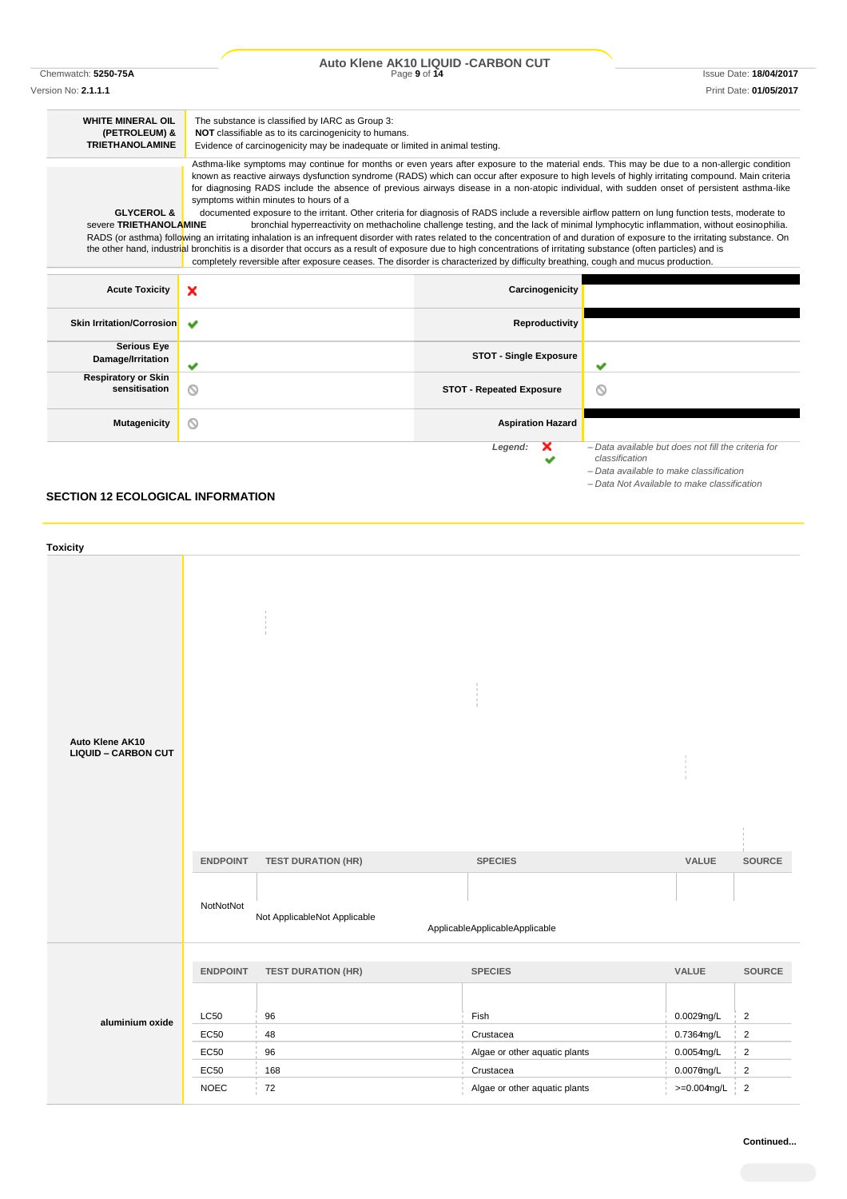| | |
|---|---|
| **WHITE MINERAL OIL (PETROLEUM) & TRIETHANOLAMINE** | The substance is classified by IARC as Group 3: **NOT** classifiable as to its carcinogenicity to humans. Evidence of carcinogenicity may be inadequate or limited in animal testing. |
| **GLYCEROL & TRIETHANOLAMINE** | Asthma-like symptoms may continue for months or even years after exposure to the material ends. This may be due to a non-allergic condition known as reactive airways dysfunction syndrome (RADS) which can occur after exposure to high levels of highly irritating compound. Main criteria for diagnosing RADS include the absence of previous airways disease in a non-atopic individual, with sudden onset of persistent asthma-like symptoms within minutes to hours of a documented exposure to the irritant. Other criteria for diagnosis of RADS include a reversible airflow pattern on lung function tests, moderate to severe bronchial hyperreactivity on methacholine challenge testing, and the lack of minimal lymphocytic inflammation, without eosinophilia. RADS (or asthma) following an irritating inhalation is an infrequent disorder with rates related to the concentration of and duration of exposure to the irritating substance. On the other hand, industrial bronchitis is a disorder that occurs as a result of exposure due to high concentrations of irritating substance (often particles) and is completely reversible after exposure ceases. The disorder is characterized by difficulty breathing, cough and mucus production. |

| | | | |
|---|---|---|---|
| **Acute Toxicity** | ✘ | **Carcinogenicity** | |
| **Skin Irritation/Corrosion** | ✔ | **Reproductivity** | |
| **Serious Eye Damage/Irritation** | ✔ | **STOT - Single Exposure** | ✔ |
| **Respiratory or Skin sensitisation** | ⦸ | **STOT - Repeated Exposure** | ⦸ |
| **Mutagenicity** | ⦸ | **Aspiration Hazard** | |

*Legend:*
✘ *– Data available but does not fill the criteria for classification*
✔ *– Data available to make classification*
⦸ *– Data Not Available to make classification*

## SECTION 12 ECOLOGICAL INFORMATION

### Toxicity

**Auto Klene AK10 LIQUID – CARBON CUT**

| ENDPOINT | TEST DURATION (HR) | SPECIES | VALUE | SOURCE |
|---|---|---|---|---|
| NotNotNot | Not ApplicableNot Applicable | ApplicableApplicableApplicable | | |

**aluminium oxide**

| ENDPOINT | TEST DURATION (HR) | SPECIES | VALUE | SOURCE |
|---|---|---|---|---|
| LC50 | 96 | Fish | 0.0029mg/L | 2 |
| EC50 | 48 | Crustacea | 0.7364mg/L | 2 |
| EC50 | 96 | Algae or other aquatic plants | 0.0054mg/L | 2 |
| EC50 | 168 | Crustacea | 0.0076mg/L | 2 |
| NOEC | 72 | Algae or other aquatic plants | >=0.004mg/L | 2 |

**Continued...**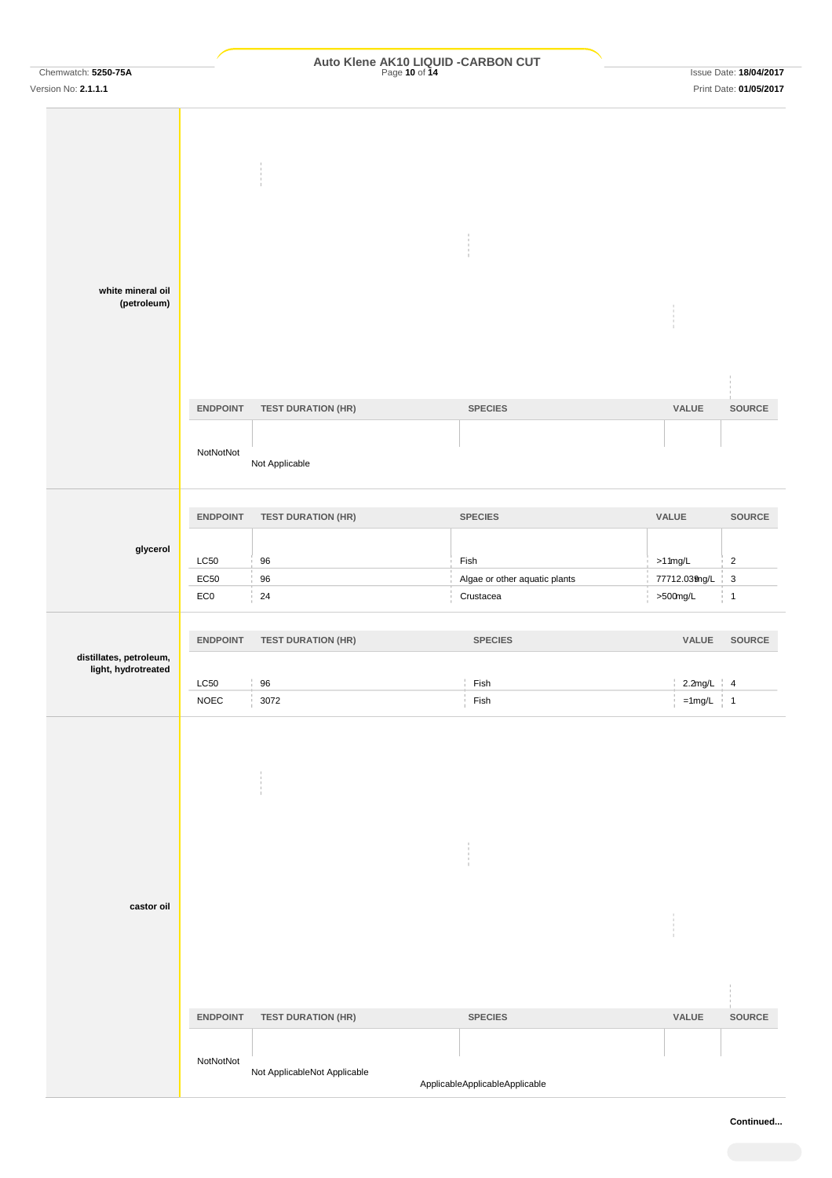| | ENDPOINT | TEST DURATION (HR) | SPECIES | VALUE | SOURCE |
|---|---|---|---|---|---|
| **white mineral oil (petroleum)** | NotNotNot | Not Applicable | | | |

| | ENDPOINT | TEST DURATION (HR) | SPECIES | VALUE | SOURCE |
|---|---|---|---|---|---|
| **glycerol** | LC50 | 96 | Fish | >11mg/L | 2 |
| | EC50 | 96 | Algae or other aquatic plants | 77712.039mg/L | 3 |
| | EC0 | 24 | Crustacea | >500mg/L | 1 |

| | ENDPOINT | TEST DURATION (HR) | SPECIES | VALUE | SOURCE |
|---|---|---|---|---|---|
| **distillates, petroleum, light, hydrotreated** | LC50 | 96 | Fish | 2.2mg/L | 4 |
| | NOEC | 3072 | Fish | =1mg/L | 1 |

| | ENDPOINT | TEST DURATION (HR) | SPECIES | VALUE | SOURCE |
|---|---|---|---|---|---|
| **castor oil** | NotNotNot | Not ApplicableNot Applicable | ApplicableApplicableApplicable | | |

**Continued...**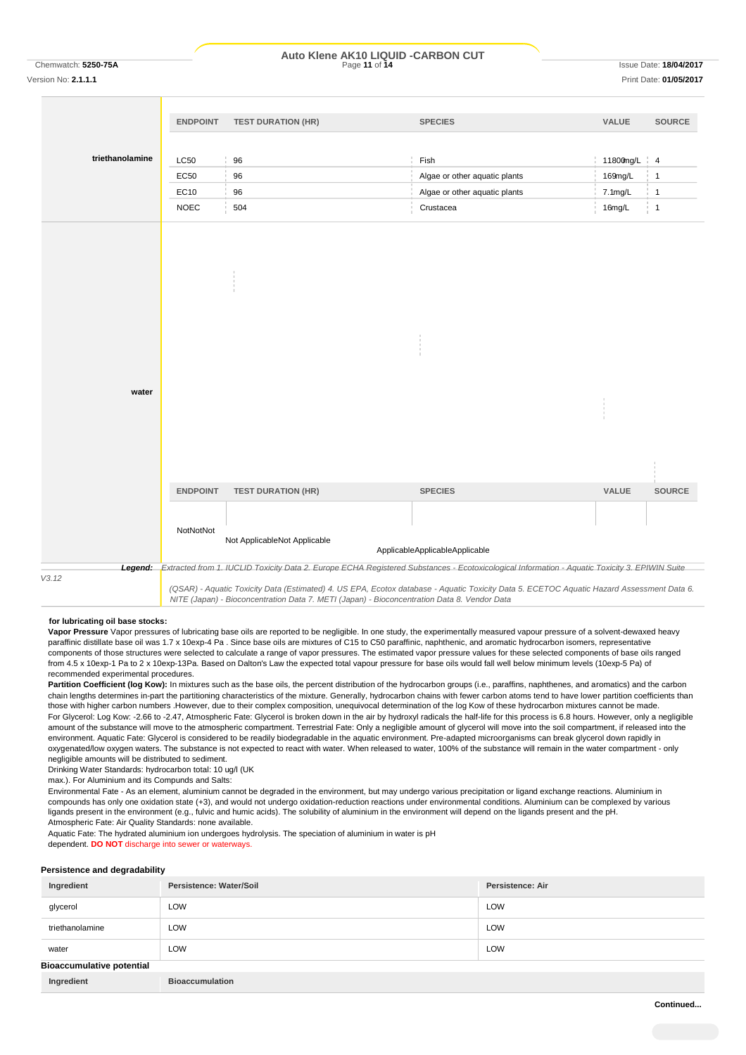| | ENDPOINT | TEST DURATION (HR) | SPECIES | VALUE | SOURCE |
|---|---|---|---|---|---|
| triethanolamine | LC50 | 96 | Fish | 11800mg/L | 4 |
| | EC50 | 96 | Algae or other aquatic plants | 169mg/L | 1 |
| | EC10 | 96 | Algae or other aquatic plants | 7.1mg/L | 1 |
| | NOEC | 504 | Crustacea | 16mg/L | 1 |
| water | ENDPOINT | TEST DURATION (HR) | SPECIES | VALUE | SOURCE |
| | NotNotNot | Not ApplicableNot Applicable | ApplicableApplicableApplicable | | |

**Legend:** *Extracted from 1. IUCLID Toxicity Data 2. Europe ECHA Registered Substances - Ecotoxicological Information - Aquatic Toxicity 3. EPIWIN Suite V3.12 (QSAR) - Aquatic Toxicity Data (Estimated) 4. US EPA, Ecotox database - Aquatic Toxicity Data 5. ECETOC Aquatic Hazard Assessment Data 6. NITE (Japan) - Bioconcentration Data 7. METI (Japan) - Bioconcentration Data 8. Vendor Data*

**for lubricating oil base stocks:**

**Vapor Pressure** Vapor pressures of lubricating base oils are reported to be negligible. In one study, the experimentally measured vapour pressure of a solvent-dewaxed heavy paraffinic distillate base oil was 1.7 x 10exp-4 Pa . Since base oils are mixtures of C15 to C50 paraffinic, naphthenic, and aromatic hydrocarbon isomers, representative components of those structures were selected to calculate a range of vapor pressures. The estimated vapor pressure values for these selected components of base oils ranged from 4.5 x 10exp-1 Pa to 2 x 10exp-13Pa. Based on Dalton's Law the expected total vapour pressure for base oils would fall well below minimum levels (10exp-5 Pa) of recommended experimental procedures.

**Partition Coefficient (log Kow):** In mixtures such as the base oils, the percent distribution of the hydrocarbon groups (i.e., paraffins, naphthenes, and aromatics) and the carbon chain lengths determines in-part the partitioning characteristics of the mixture. Generally, hydrocarbon chains with fewer carbon atoms tend to have lower partition coefficients than those with higher carbon numbers .However, due to their complex composition, unequivocal determination of the log Kow of these hydrocarbon mixtures cannot be made.

For Glycerol: Log Kow: -2.66 to -2.47, Atmospheric Fate: Glycerol is broken down in the air by hydroxyl radicals the half-life for this process is 6.8 hours. However, only a negligible amount of the substance will move to the atmospheric compartment. Terrestrial Fate: Only a negligible amount of glycerol will move into the soil compartment, if released into the environment. Aquatic Fate: Glycerol is considered to be readily biodegradable in the aquatic environment. Pre-adapted microorganisms can break glycerol down rapidly in oxygenated/low oxygen waters. The substance is not expected to react with water. When released to water, 100% of the substance will remain in the water compartment - only negligible amounts will be distributed to sediment.

Drinking Water Standards: hydrocarbon total: 10 ug/l (UK max.). For Aluminium and its Compunds and Salts:

Environmental Fate - As an element, aluminium cannot be degraded in the environment, but may undergo various precipitation or ligand exchange reactions. Aluminium in compounds has only one oxidation state (+3), and would not undergo oxidation-reduction reactions under environmental conditions. Aluminium can be complexed by various ligands present in the environment (e.g., fulvic and humic acids). The solubility of aluminium in the environment will depend on the ligands present and the pH.

Atmospheric Fate: Air Quality Standards: none available.

Aquatic Fate: The hydrated aluminium ion undergoes hydrolysis. The speciation of aluminium in water is pH dependent. **DO NOT** discharge into sewer or waterways.

### Persistence and degradability

| Ingredient | Persistence: Water/Soil | Persistence: Air |
|---|---|---|
| glycerol | LOW | LOW |
| triethanolamine | LOW | LOW |
| water | LOW | LOW |

### Bioaccumulative potential

| Ingredient | Bioaccumulation |
|---|---|

Continued...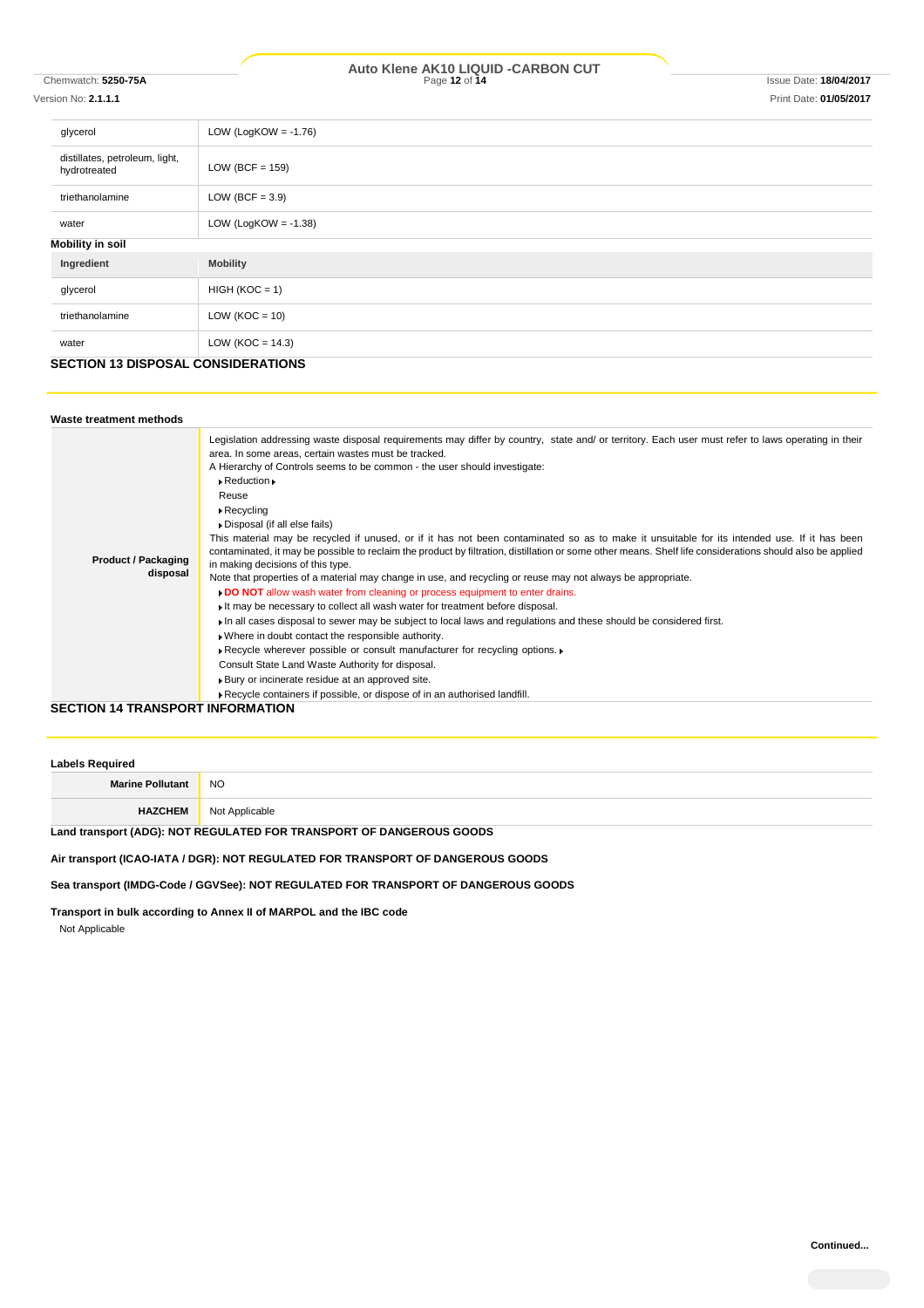| | |
|---|---|
| glycerol | LOW (LogKOW = -1.76) |
| distillates, petroleum, light, hydrotreated | LOW (BCF = 159) |
| triethanolamine | LOW (BCF = 3.9) |
| water | LOW (LogKOW = -1.38) |

### Mobility in soil

| Ingredient | Mobility |
|---|---|
| glycerol | HIGH (KOC = 1) |
| triethanolamine | LOW (KOC = 10) |
| water | LOW (KOC = 14.3) |

## SECTION 13 DISPOSAL CONSIDERATIONS

### Waste treatment methods

| | |
|---|---|
| **Product / Packaging disposal** | Legislation addressing waste disposal requirements may differ by country, state and/ or territory. Each user must refer to laws operating in their area. In some areas, certain wastes must be tracked.<br>A Hierarchy of Controls seems to be common - the user should investigate:<br>▸Reduction ▸<br>Reuse<br>▸Recycling<br>▸Disposal (if all else fails)<br>This material may be recycled if unused, or if it has not been contaminated so as to make it unsuitable for its intended use. If it has been contaminated, it may be possible to reclaim the product by filtration, distillation or some other means. Shelf life considerations should also be applied in making decisions of this type.<br>Note that properties of a material may change in use, and recycling or reuse may not always be appropriate.<br>▸**DO NOT** allow wash water from cleaning or process equipment to enter drains.<br>▸It may be necessary to collect all wash water for treatment before disposal.<br>▸In all cases disposal to sewer may be subject to local laws and regulations and these should be considered first.<br>▸Where in doubt contact the responsible authority.<br>▸Recycle wherever possible or consult manufacturer for recycling options. ▸<br>Consult State Land Waste Authority for disposal.<br>▸Bury or incinerate residue at an approved site.<br>▸Recycle containers if possible, or dispose of in an authorised landfill. |

## SECTION 14 TRANSPORT INFORMATION

### Labels Required

| | |
|---|---|
| **Marine Pollutant** | NO |
| **HAZCHEM** | Not Applicable |

**Land transport (ADG): NOT REGULATED FOR TRANSPORT OF DANGEROUS GOODS**

**Air transport (ICAO-IATA / DGR): NOT REGULATED FOR TRANSPORT OF DANGEROUS GOODS**

**Sea transport (IMDG-Code / GGVSee): NOT REGULATED FOR TRANSPORT OF DANGEROUS GOODS**

**Transport in bulk according to Annex II of MARPOL and the IBC code**

Not Applicable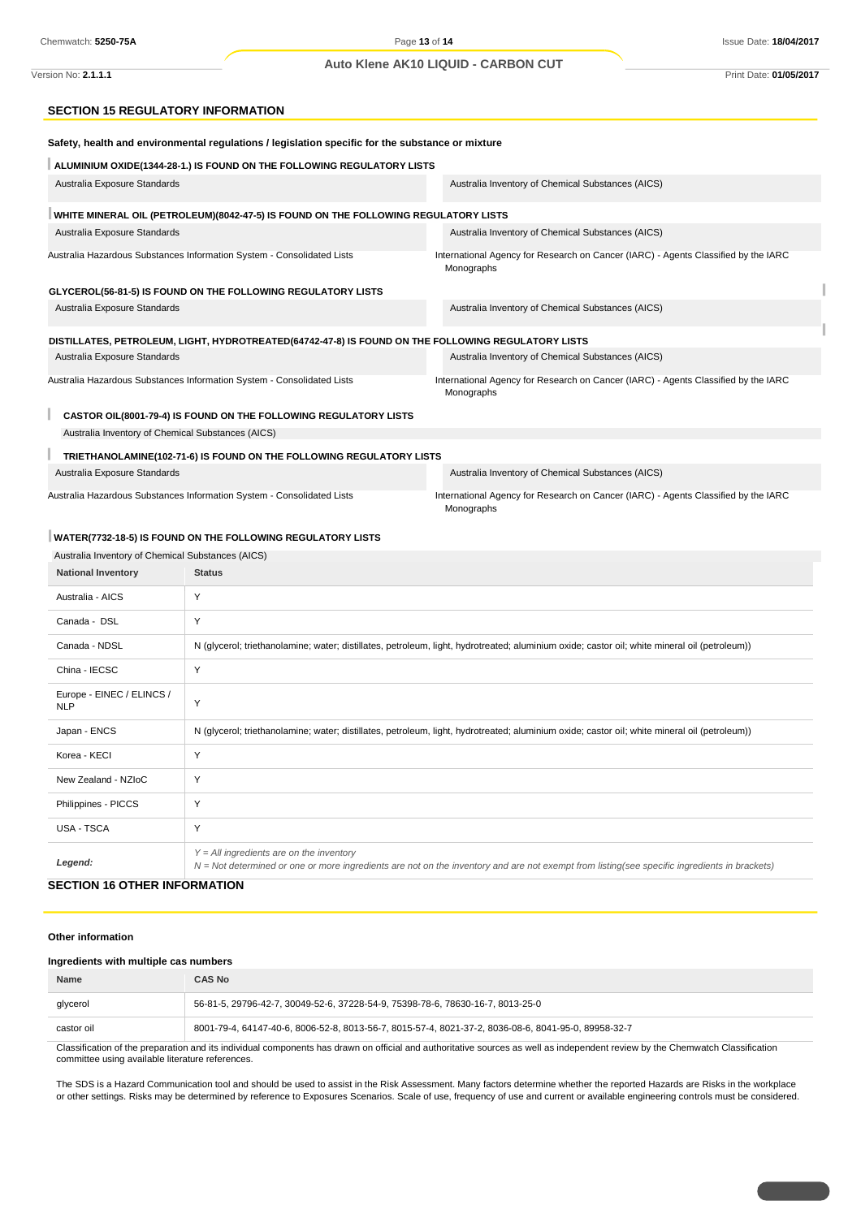## SECTION 15 REGULATORY INFORMATION

**Safety, health and environmental regulations / legislation specific for the substance or mixture**

**ALUMINIUM OXIDE(1344-28-1.) IS FOUND ON THE FOLLOWING REGULATORY LISTS**

| | |
|---|---|
| Australia Exposure Standards | Australia Inventory of Chemical Substances (AICS) |

**WHITE MINERAL OIL (PETROLEUM)(8042-47-5) IS FOUND ON THE FOLLOWING REGULATORY LISTS**

| | |
|---|---|
| Australia Exposure Standards | Australia Inventory of Chemical Substances (AICS) |
| Australia Hazardous Substances Information System - Consolidated Lists | International Agency for Research on Cancer (IARC) - Agents Classified by the IARC Monographs |

**GLYCEROL(56-81-5) IS FOUND ON THE FOLLOWING REGULATORY LISTS**

| | |
|---|---|
| Australia Exposure Standards | Australia Inventory of Chemical Substances (AICS) |

**DISTILLATES, PETROLEUM, LIGHT, HYDROTREATED(64742-47-8) IS FOUND ON THE FOLLOWING REGULATORY LISTS**

| | |
|---|---|
| Australia Exposure Standards | Australia Inventory of Chemical Substances (AICS) |
| Australia Hazardous Substances Information System - Consolidated Lists | International Agency for Research on Cancer (IARC) - Agents Classified by the IARC Monographs |

**CASTOR OIL(8001-79-4) IS FOUND ON THE FOLLOWING REGULATORY LISTS**

Australia Inventory of Chemical Substances (AICS)

**TRIETHANOLAMINE(102-71-6) IS FOUND ON THE FOLLOWING REGULATORY LISTS**

| | |
|---|---|
| Australia Exposure Standards | Australia Inventory of Chemical Substances (AICS) |
| Australia Hazardous Substances Information System - Consolidated Lists | International Agency for Research on Cancer (IARC) - Agents Classified by the IARC Monographs |

**WATER(7732-18-5) IS FOUND ON THE FOLLOWING REGULATORY LISTS**

Australia Inventory of Chemical Substances (AICS)

| National Inventory | Status |
|---|---|
| Australia - AICS | Y |
| Canada - DSL | Y |
| Canada - NDSL | N (glycerol; triethanolamine; water; distillates, petroleum, light, hydrotreated; aluminium oxide; castor oil; white mineral oil (petroleum)) |
| China - IECSC | Y |
| Europe - EINEC / ELINCS / NLP | Y |
| Japan - ENCS | N (glycerol; triethanolamine; water; distillates, petroleum, light, hydrotreated; aluminium oxide; castor oil; white mineral oil (petroleum)) |
| Korea - KECI | Y |
| New Zealand - NZIoC | Y |
| Philippines - PICCS | Y |
| USA - TSCA | Y |
| *Legend:* | *Y = All ingredients are on the inventory*<br>*N = Not determined or one or more ingredients are not on the inventory and are not exempt from listing(see specific ingredients in brackets)* |

## SECTION 16 OTHER INFORMATION

**Other information**

**Ingredients with multiple cas numbers**

| Name | CAS No |
|---|---|
| glycerol | 56-81-5, 29796-42-7, 30049-52-6, 37228-54-9, 75398-78-6, 78630-16-7, 8013-25-0 |
| castor oil | 8001-79-4, 64147-40-6, 8006-52-8, 8013-56-7, 8015-57-4, 8021-37-2, 8036-08-6, 8041-95-0, 89958-32-7 |

Classification of the preparation and its individual components has drawn on official and authoritative sources as well as independent review by the Chemwatch Classification committee using available literature references.

The SDS is a Hazard Communication tool and should be used to assist in the Risk Assessment. Many factors determine whether the reported Hazards are Risks in the workplace or other settings. Risks may be determined by reference to Exposures Scenarios. Scale of use, frequency of use and current or available engineering controls must be considered.